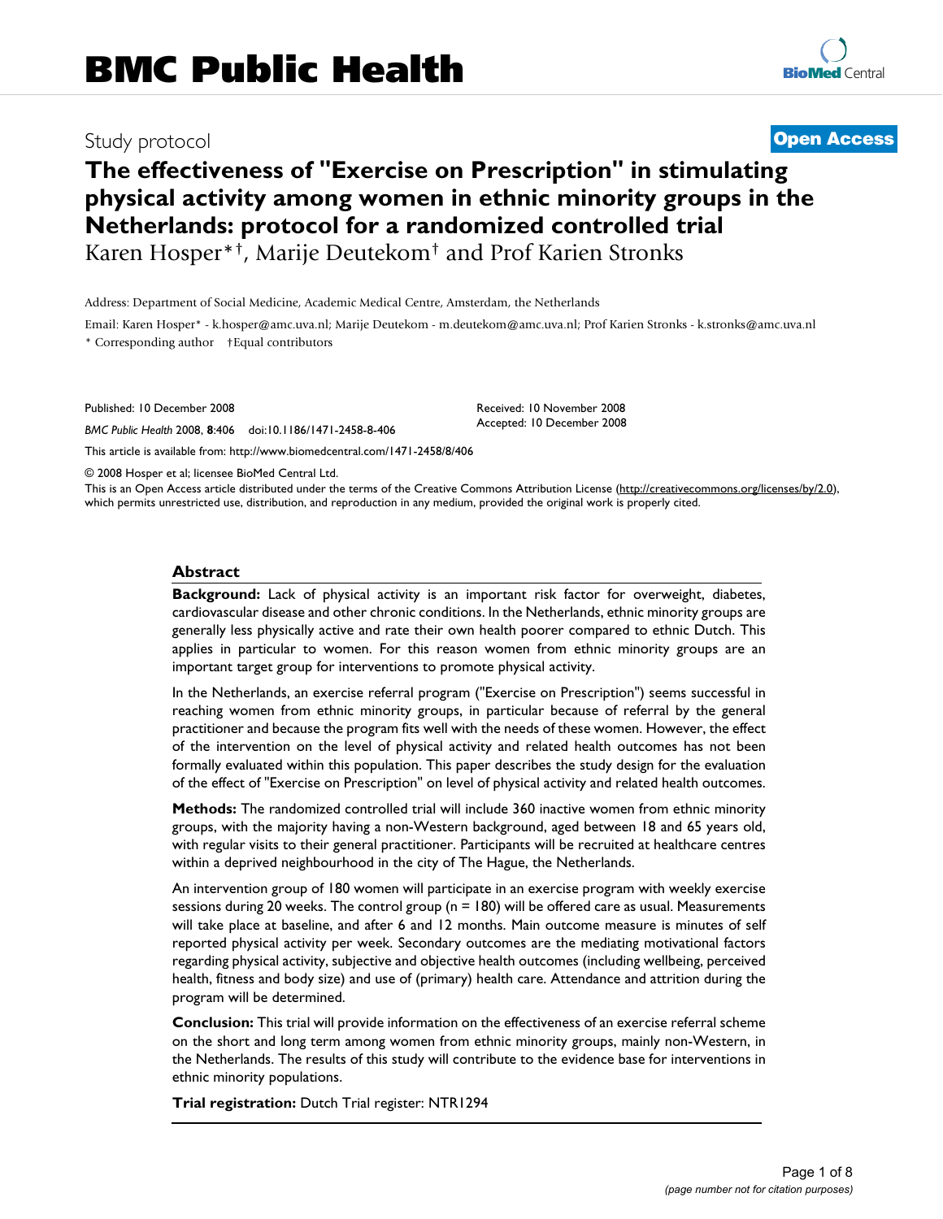# BMC Public Health

Study protocol **Open Access**

# The effectiveness of "Exercise on Prescription" in stimulating physical activity among women in ethnic minority groups in the Netherlands: protocol for a randomized controlled trial

Karen Hosper*†, Marije Deutekom† and Prof Karien Stronks

Address: Department of Social Medicine, Academic Medical Centre, Amsterdam, the Netherlands

Email: Karen Hosper* - k.hosper@amc.uva.nl; Marije Deutekom - m.deutekom@amc.uva.nl; Prof Karien Stronks - k.stronks@amc.uva.nl

\* Corresponding author †Equal contributors

Published: 10 December 2008

*BMC Public Health* 2008, **8**:406 doi:10.1186/1471-2458-8-406

Received: 10 November 2008
Accepted: 10 December 2008

This article is available from: http://www.biomedcentral.com/1471-2458/8/406

© 2008 Hosper et al; licensee BioMed Central Ltd.

This is an Open Access article distributed under the terms of the Creative Commons Attribution License (http://creativecommons.org/licenses/by/2.0), which permits unrestricted use, distribution, and reproduction in any medium, provided the original work is properly cited.

## Abstract

**Background:** Lack of physical activity is an important risk factor for overweight, diabetes, cardiovascular disease and other chronic conditions. In the Netherlands, ethnic minority groups are generally less physically active and rate their own health poorer compared to ethnic Dutch. This applies in particular to women. For this reason women from ethnic minority groups are an important target group for interventions to promote physical activity.

In the Netherlands, an exercise referral program ("Exercise on Prescription") seems successful in reaching women from ethnic minority groups, in particular because of referral by the general practitioner and because the program fits well with the needs of these women. However, the effect of the intervention on the level of physical activity and related health outcomes has not been formally evaluated within this population. This paper describes the study design for the evaluation of the effect of "Exercise on Prescription" on level of physical activity and related health outcomes.

**Methods:** The randomized controlled trial will include 360 inactive women from ethnic minority groups, with the majority having a non-Western background, aged between 18 and 65 years old, with regular visits to their general practitioner. Participants will be recruited at healthcare centres within a deprived neighbourhood in the city of The Hague, the Netherlands.

An intervention group of 180 women will participate in an exercise program with weekly exercise sessions during 20 weeks. The control group (n = 180) will be offered care as usual. Measurements will take place at baseline, and after 6 and 12 months. Main outcome measure is minutes of self reported physical activity per week. Secondary outcomes are the mediating motivational factors regarding physical activity, subjective and objective health outcomes (including wellbeing, perceived health, fitness and body size) and use of (primary) health care. Attendance and attrition during the program will be determined.

**Conclusion:** This trial will provide information on the effectiveness of an exercise referral scheme on the short and long term among women from ethnic minority groups, mainly non-Western, in the Netherlands. The results of this study will contribute to the evidence base for interventions in ethnic minority populations.

**Trial registration:** Dutch Trial register: NTR1294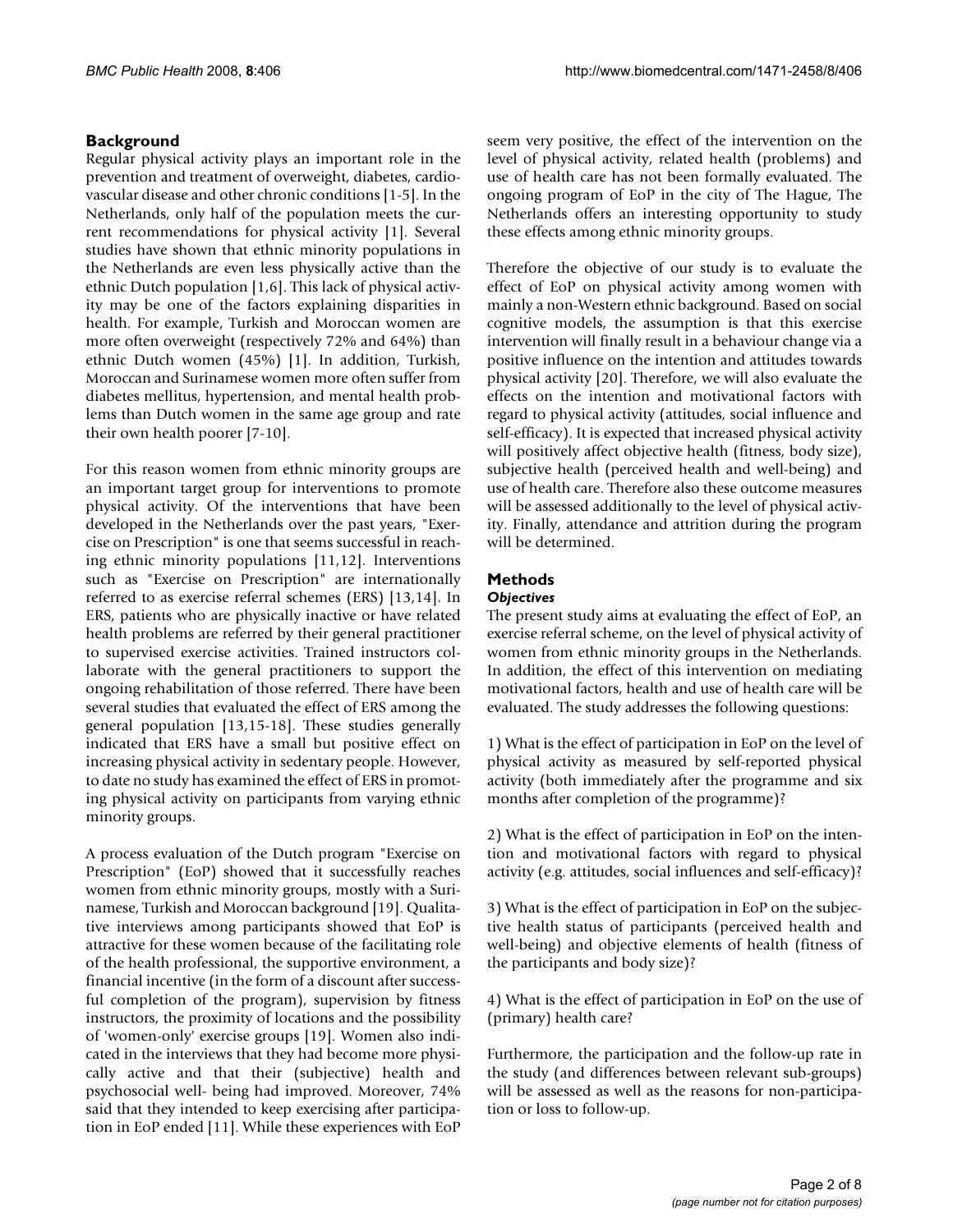## Background

Regular physical activity plays an important role in the prevention and treatment of overweight, diabetes, cardiovascular disease and other chronic conditions [1-5]. In the Netherlands, only half of the population meets the current recommendations for physical activity [1]. Several studies have shown that ethnic minority populations in the Netherlands are even less physically active than the ethnic Dutch population [1,6]. This lack of physical activity may be one of the factors explaining disparities in health. For example, Turkish and Moroccan women are more often overweight (respectively 72% and 64%) than ethnic Dutch women (45%) [1]. In addition, Turkish, Moroccan and Surinamese women more often suffer from diabetes mellitus, hypertension, and mental health problems than Dutch women in the same age group and rate their own health poorer [7-10].

For this reason women from ethnic minority groups are an important target group for interventions to promote physical activity. Of the interventions that have been developed in the Netherlands over the past years, "Exercise on Prescription" is one that seems successful in reaching ethnic minority populations [11,12]. Interventions such as "Exercise on Prescription" are internationally referred to as exercise referral schemes (ERS) [13,14]. In ERS, patients who are physically inactive or have related health problems are referred by their general practitioner to supervised exercise activities. Trained instructors collaborate with the general practitioners to support the ongoing rehabilitation of those referred. There have been several studies that evaluated the effect of ERS among the general population [13,15-18]. These studies generally indicated that ERS have a small but positive effect on increasing physical activity in sedentary people. However, to date no study has examined the effect of ERS in promoting physical activity on participants from varying ethnic minority groups.

A process evaluation of the Dutch program "Exercise on Prescription" (EoP) showed that it successfully reaches women from ethnic minority groups, mostly with a Surinamese, Turkish and Moroccan background [19]. Qualitative interviews among participants showed that EoP is attractive for these women because of the facilitating role of the health professional, the supportive environment, a financial incentive (in the form of a discount after successful completion of the program), supervision by fitness instructors, the proximity of locations and the possibility of 'women-only' exercise groups [19]. Women also indicated in the interviews that they had become more physically active and that their (subjective) health and psychosocial well- being had improved. Moreover, 74% said that they intended to keep exercising after participation in EoP ended [11]. While these experiences with EoP seem very positive, the effect of the intervention on the level of physical activity, related health (problems) and use of health care has not been formally evaluated. The ongoing program of EoP in the city of The Hague, The Netherlands offers an interesting opportunity to study these effects among ethnic minority groups.

Therefore the objective of our study is to evaluate the effect of EoP on physical activity among women with mainly a non-Western ethnic background. Based on social cognitive models, the assumption is that this exercise intervention will finally result in a behaviour change via a positive influence on the intention and attitudes towards physical activity [20]. Therefore, we will also evaluate the effects on the intention and motivational factors with regard to physical activity (attitudes, social influence and self-efficacy). It is expected that increased physical activity will positively affect objective health (fitness, body size), subjective health (perceived health and well-being) and use of health care. Therefore also these outcome measures will be assessed additionally to the level of physical activity. Finally, attendance and attrition during the program will be determined.

## Methods

### *Objectives*

The present study aims at evaluating the effect of EoP, an exercise referral scheme, on the level of physical activity of women from ethnic minority groups in the Netherlands. In addition, the effect of this intervention on mediating motivational factors, health and use of health care will be evaluated. The study addresses the following questions:

1) What is the effect of participation in EoP on the level of physical activity as measured by self-reported physical activity (both immediately after the programme and six months after completion of the programme)?

2) What is the effect of participation in EoP on the intention and motivational factors with regard to physical activity (e.g. attitudes, social influences and self-efficacy)?

3) What is the effect of participation in EoP on the subjective health status of participants (perceived health and well-being) and objective elements of health (fitness of the participants and body size)?

4) What is the effect of participation in EoP on the use of (primary) health care?

Furthermore, the participation and the follow-up rate in the study (and differences between relevant sub-groups) will be assessed as well as the reasons for non-participation or loss to follow-up.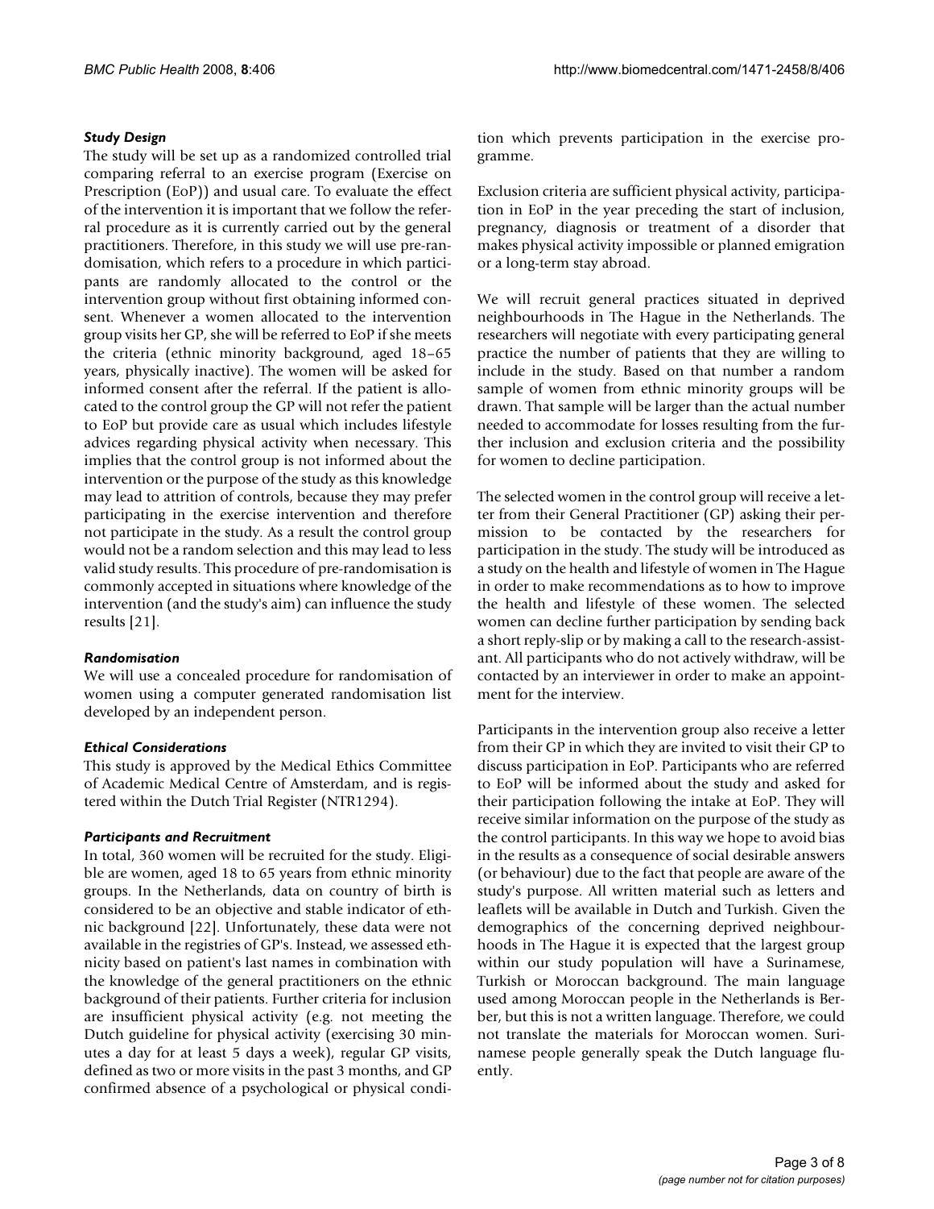### *Study Design*

The study will be set up as a randomized controlled trial comparing referral to an exercise program (Exercise on Prescription (EoP)) and usual care. To evaluate the effect of the intervention it is important that we follow the referral procedure as it is currently carried out by the general practitioners. Therefore, in this study we will use pre-randomisation, which refers to a procedure in which participants are randomly allocated to the control or the intervention group without first obtaining informed consent. Whenever a women allocated to the intervention group visits her GP, she will be referred to EoP if she meets the criteria (ethnic minority background, aged 18–65 years, physically inactive). The women will be asked for informed consent after the referral. If the patient is allocated to the control group the GP will not refer the patient to EoP but provide care as usual which includes lifestyle advices regarding physical activity when necessary. This implies that the control group is not informed about the intervention or the purpose of the study as this knowledge may lead to attrition of controls, because they may prefer participating in the exercise intervention and therefore not participate in the study. As a result the control group would not be a random selection and this may lead to less valid study results. This procedure of pre-randomisation is commonly accepted in situations where knowledge of the intervention (and the study's aim) can influence the study results [21].

### *Randomisation*

We will use a concealed procedure for randomisation of women using a computer generated randomisation list developed by an independent person.

### *Ethical Considerations*

This study is approved by the Medical Ethics Committee of Academic Medical Centre of Amsterdam, and is registered within the Dutch Trial Register (NTR1294).

### *Participants and Recruitment*

In total, 360 women will be recruited for the study. Eligible are women, aged 18 to 65 years from ethnic minority groups. In the Netherlands, data on country of birth is considered to be an objective and stable indicator of ethnic background [22]. Unfortunately, these data were not available in the registries of GP's. Instead, we assessed ethnicity based on patient's last names in combination with the knowledge of the general practitioners on the ethnic background of their patients. Further criteria for inclusion are insufficient physical activity (e.g. not meeting the Dutch guideline for physical activity (exercising 30 minutes a day for at least 5 days a week), regular GP visits, defined as two or more visits in the past 3 months, and GP confirmed absence of a psychological or physical condition which prevents participation in the exercise programme.

Exclusion criteria are sufficient physical activity, participation in EoP in the year preceding the start of inclusion, pregnancy, diagnosis or treatment of a disorder that makes physical activity impossible or planned emigration or a long-term stay abroad.

We will recruit general practices situated in deprived neighbourhoods in The Hague in the Netherlands. The researchers will negotiate with every participating general practice the number of patients that they are willing to include in the study. Based on that number a random sample of women from ethnic minority groups will be drawn. That sample will be larger than the actual number needed to accommodate for losses resulting from the further inclusion and exclusion criteria and the possibility for women to decline participation.

The selected women in the control group will receive a letter from their General Practitioner (GP) asking their permission to be contacted by the researchers for participation in the study. The study will be introduced as a study on the health and lifestyle of women in The Hague in order to make recommendations as to how to improve the health and lifestyle of these women. The selected women can decline further participation by sending back a short reply-slip or by making a call to the research-assistant. All participants who do not actively withdraw, will be contacted by an interviewer in order to make an appointment for the interview.

Participants in the intervention group also receive a letter from their GP in which they are invited to visit their GP to discuss participation in EoP. Participants who are referred to EoP will be informed about the study and asked for their participation following the intake at EoP. They will receive similar information on the purpose of the study as the control participants. In this way we hope to avoid bias in the results as a consequence of social desirable answers (or behaviour) due to the fact that people are aware of the study's purpose. All written material such as letters and leaflets will be available in Dutch and Turkish. Given the demographics of the concerning deprived neighbourhoods in The Hague it is expected that the largest group within our study population will have a Surinamese, Turkish or Moroccan background. The main language used among Moroccan people in the Netherlands is Berber, but this is not a written language. Therefore, we could not translate the materials for Moroccan women. Surinamese people generally speak the Dutch language fluently.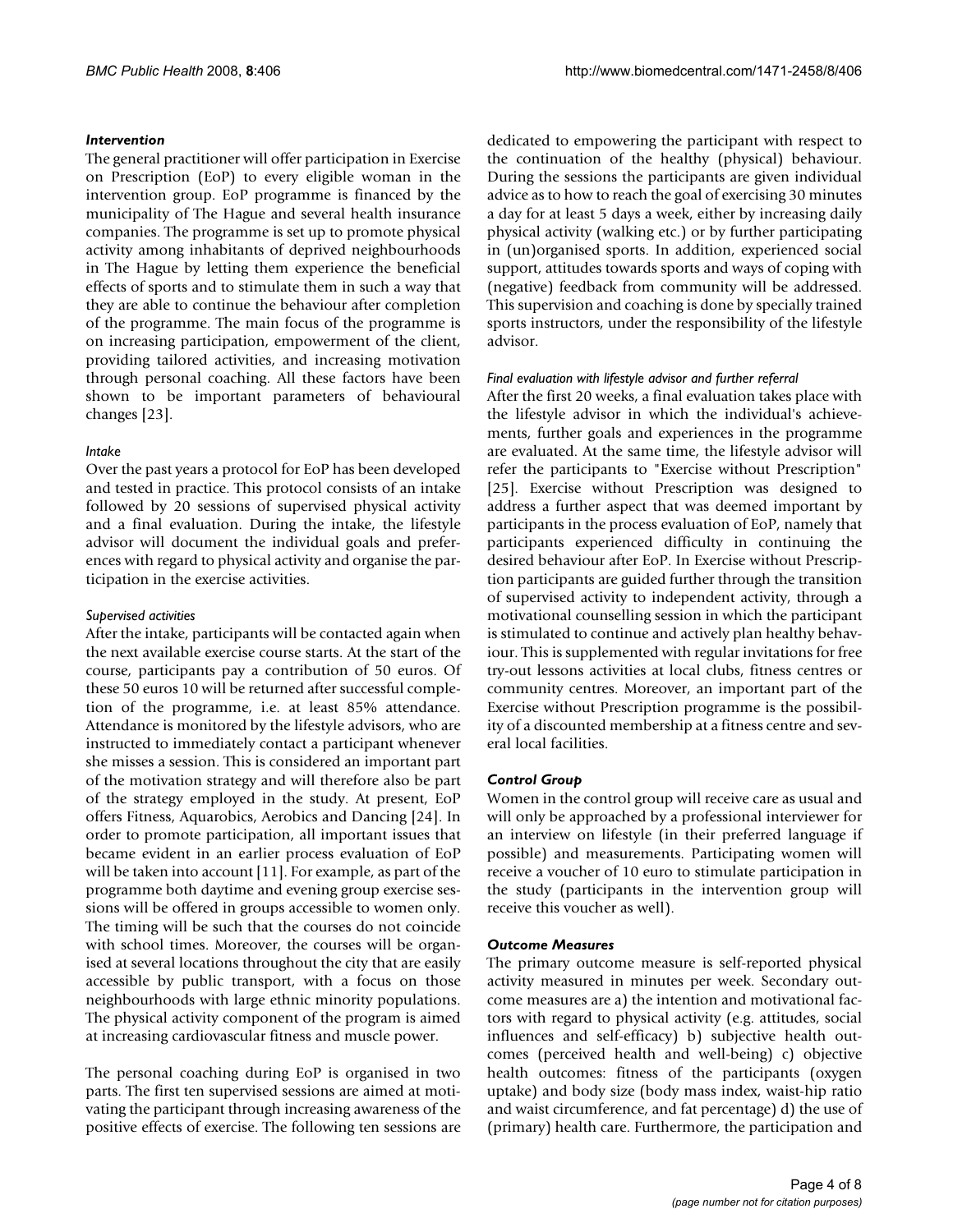### *Intervention*

The general practitioner will offer participation in Exercise on Prescription (EoP) to every eligible woman in the intervention group. EoP programme is financed by the municipality of The Hague and several health insurance companies. The programme is set up to promote physical activity among inhabitants of deprived neighbourhoods in The Hague by letting them experience the beneficial effects of sports and to stimulate them in such a way that they are able to continue the behaviour after completion of the programme. The main focus of the programme is on increasing participation, empowerment of the client, providing tailored activities, and increasing motivation through personal coaching. All these factors have been shown to be important parameters of behavioural changes [23].

#### *Intake*

Over the past years a protocol for EoP has been developed and tested in practice. This protocol consists of an intake followed by 20 sessions of supervised physical activity and a final evaluation. During the intake, the lifestyle advisor will document the individual goals and preferences with regard to physical activity and organise the participation in the exercise activities.

#### *Supervised activities*

After the intake, participants will be contacted again when the next available exercise course starts. At the start of the course, participants pay a contribution of 50 euros. Of these 50 euros 10 will be returned after successful completion of the programme, i.e. at least 85% attendance. Attendance is monitored by the lifestyle advisors, who are instructed to immediately contact a participant whenever she misses a session. This is considered an important part of the motivation strategy and will therefore also be part of the strategy employed in the study. At present, EoP offers Fitness, Aquarobics, Aerobics and Dancing [24]. In order to promote participation, all important issues that became evident in an earlier process evaluation of EoP will be taken into account [11]. For example, as part of the programme both daytime and evening group exercise sessions will be offered in groups accessible to women only. The timing will be such that the courses do not coincide with school times. Moreover, the courses will be organised at several locations throughout the city that are easily accessible by public transport, with a focus on those neighbourhoods with large ethnic minority populations. The physical activity component of the program is aimed at increasing cardiovascular fitness and muscle power.

The personal coaching during EoP is organised in two parts. The first ten supervised sessions are aimed at motivating the participant through increasing awareness of the positive effects of exercise. The following ten sessions are dedicated to empowering the participant with respect to the continuation of the healthy (physical) behaviour. During the sessions the participants are given individual advice as to how to reach the goal of exercising 30 minutes a day for at least 5 days a week, either by increasing daily physical activity (walking etc.) or by further participating in (un)organised sports. In addition, experienced social support, attitudes towards sports and ways of coping with (negative) feedback from community will be addressed. This supervision and coaching is done by specially trained sports instructors, under the responsibility of the lifestyle advisor.

#### *Final evaluation with lifestyle advisor and further referral*

After the first 20 weeks, a final evaluation takes place with the lifestyle advisor in which the individual's achievements, further goals and experiences in the programme are evaluated. At the same time, the lifestyle advisor will refer the participants to "Exercise without Prescription" [25]. Exercise without Prescription was designed to address a further aspect that was deemed important by participants in the process evaluation of EoP, namely that participants experienced difficulty in continuing the desired behaviour after EoP. In Exercise without Prescription participants are guided further through the transition of supervised activity to independent activity, through a motivational counselling session in which the participant is stimulated to continue and actively plan healthy behaviour. This is supplemented with regular invitations for free try-out lessons activities at local clubs, fitness centres or community centres. Moreover, an important part of the Exercise without Prescription programme is the possibility of a discounted membership at a fitness centre and several local facilities.

### *Control Group*

Women in the control group will receive care as usual and will only be approached by a professional interviewer for an interview on lifestyle (in their preferred language if possible) and measurements. Participating women will receive a voucher of 10 euro to stimulate participation in the study (participants in the intervention group will receive this voucher as well).

### *Outcome Measures*

The primary outcome measure is self-reported physical activity measured in minutes per week. Secondary outcome measures are a) the intention and motivational factors with regard to physical activity (e.g. attitudes, social influences and self-efficacy) b) subjective health outcomes (perceived health and well-being) c) objective health outcomes: fitness of the participants (oxygen uptake) and body size (body mass index, waist-hip ratio and waist circumference, and fat percentage) d) the use of (primary) health care. Furthermore, the participation and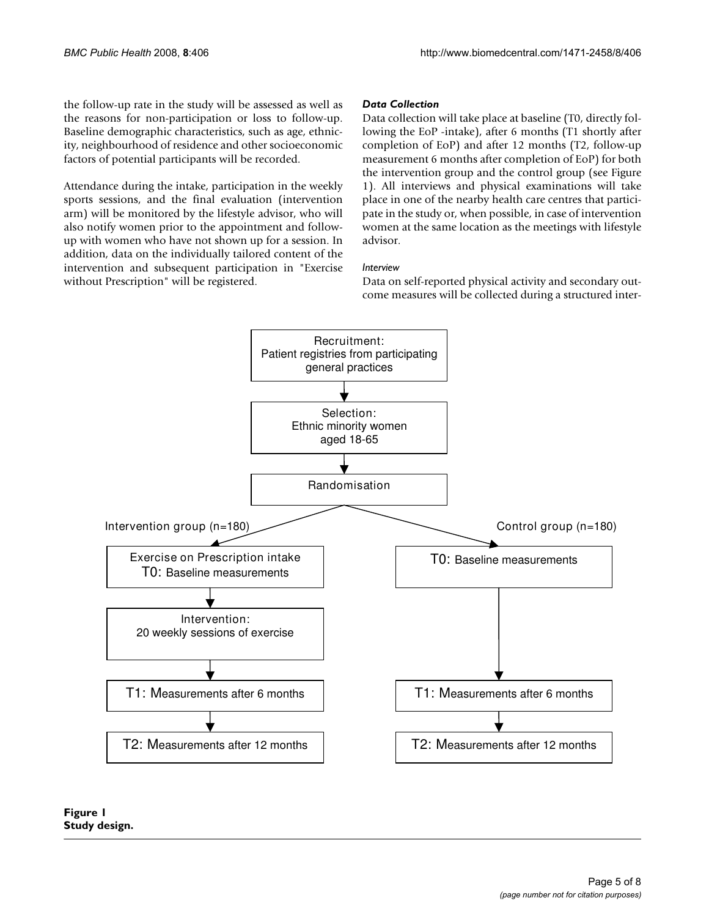the follow-up rate in the study will be assessed as well as the reasons for non-participation or loss to follow-up. Baseline demographic characteristics, such as age, ethnicity, neighbourhood of residence and other socioeconomic factors of potential participants will be recorded.

Attendance during the intake, participation in the weekly sports sessions, and the final evaluation (intervention arm) will be monitored by the lifestyle advisor, who will also notify women prior to the appointment and follow-up with women who have not shown up for a session. In addition, data on the individually tailored content of the intervention and subsequent participation in "Exercise without Prescription" will be registered.

### *Data Collection*

Data collection will take place at baseline (T0, directly following the EoP -intake), after 6 months (T1 shortly after completion of EoP) and after 12 months (T2, follow-up measurement 6 months after completion of EoP) for both the intervention group and the control group (see Figure 1). All interviews and physical examinations will take place in one of the nearby health care centres that participate in the study or, when possible, in case of intervention women at the same location as the meetings with lifestyle advisor.

#### *Interview*

Data on self-reported physical activity and secondary outcome measures will be collected during a structured inter-

Recruitment: Patient registries from participating general practices

↓

Selection: Ethnic minority women aged 18-65

↓

Randomisation

Intervention group (n=180):
- Exercise on Prescription intake; T0: Baseline measurements
- Intervention: 20 weekly sessions of exercise
- T1: Measurements after 6 months
- T2: Measurements after 12 months

Control group (n=180):
- T0: Baseline measurements
- T1: Measurements after 6 months
- T2: Measurements after 12 months

**Figure 1**
**Study design.**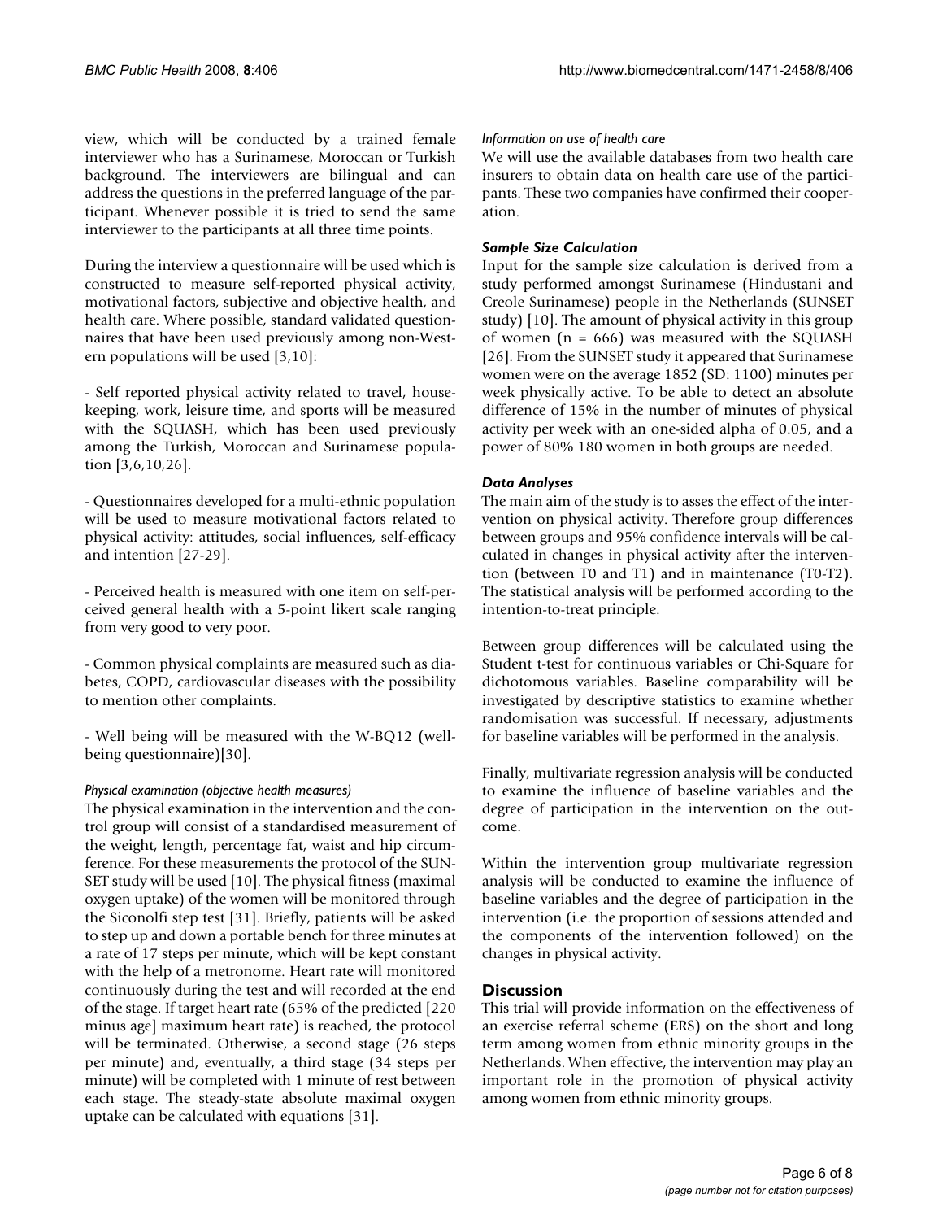view, which will be conducted by a trained female interviewer who has a Surinamese, Moroccan or Turkish background. The interviewers are bilingual and can address the questions in the preferred language of the participant. Whenever possible it is tried to send the same interviewer to the participants at all three time points.

During the interview a questionnaire will be used which is constructed to measure self-reported physical activity, motivational factors, subjective and objective health, and health care. Where possible, standard validated questionnaires that have been used previously among non-Western populations will be used [3,10]:

- Self reported physical activity related to travel, housekeeping, work, leisure time, and sports will be measured with the SQUASH, which has been used previously among the Turkish, Moroccan and Surinamese population [3,6,10,26].

- Questionnaires developed for a multi-ethnic population will be used to measure motivational factors related to physical activity: attitudes, social influences, self-efficacy and intention [27-29].

- Perceived health is measured with one item on self-perceived general health with a 5-point likert scale ranging from very good to very poor.

- Common physical complaints are measured such as diabetes, COPD, cardiovascular diseases with the possibility to mention other complaints.

- Well being will be measured with the W-BQ12 (well-being questionnaire)[30].

#### *Physical examination (objective health measures)*

The physical examination in the intervention and the control group will consist of a standardised measurement of the weight, length, percentage fat, waist and hip circumference. For these measurements the protocol of the SUNSET study will be used [10]. The physical fitness (maximal oxygen uptake) of the women will be monitored through the Siconolfi step test [31]. Briefly, patients will be asked to step up and down a portable bench for three minutes at a rate of 17 steps per minute, which will be kept constant with the help of a metronome. Heart rate will monitored continuously during the test and will recorded at the end of the stage. If target heart rate (65% of the predicted [220 minus age] maximum heart rate) is reached, the protocol will be terminated. Otherwise, a second stage (26 steps per minute) and, eventually, a third stage (34 steps per minute) will be completed with 1 minute of rest between each stage. The steady-state absolute maximal oxygen uptake can be calculated with equations [31].

#### *Information on use of health care*

We will use the available databases from two health care insurers to obtain data on health care use of the participants. These two companies have confirmed their cooperation.

### *Sample Size Calculation*

Input for the sample size calculation is derived from a study performed amongst Surinamese (Hindustani and Creole Surinamese) people in the Netherlands (SUNSET study) [10]. The amount of physical activity in this group of women (n = 666) was measured with the SQUASH [26]. From the SUNSET study it appeared that Surinamese women were on the average 1852 (SD: 1100) minutes per week physically active. To be able to detect an absolute difference of 15% in the number of minutes of physical activity per week with an one-sided alpha of 0.05, and a power of 80% 180 women in both groups are needed.

### *Data Analyses*

The main aim of the study is to asses the effect of the intervention on physical activity. Therefore group differences between groups and 95% confidence intervals will be calculated in changes in physical activity after the intervention (between T0 and T1) and in maintenance (T0-T2). The statistical analysis will be performed according to the intention-to-treat principle.

Between group differences will be calculated using the Student t-test for continuous variables or Chi-Square for dichotomous variables. Baseline comparability will be investigated by descriptive statistics to examine whether randomisation was successful. If necessary, adjustments for baseline variables will be performed in the analysis.

Finally, multivariate regression analysis will be conducted to examine the influence of baseline variables and the degree of participation in the intervention on the outcome.

Within the intervention group multivariate regression analysis will be conducted to examine the influence of baseline variables and the degree of participation in the intervention (i.e. the proportion of sessions attended and the components of the intervention followed) on the changes in physical activity.

## Discussion

This trial will provide information on the effectiveness of an exercise referral scheme (ERS) on the short and long term among women from ethnic minority groups in the Netherlands. When effective, the intervention may play an important role in the promotion of physical activity among women from ethnic minority groups.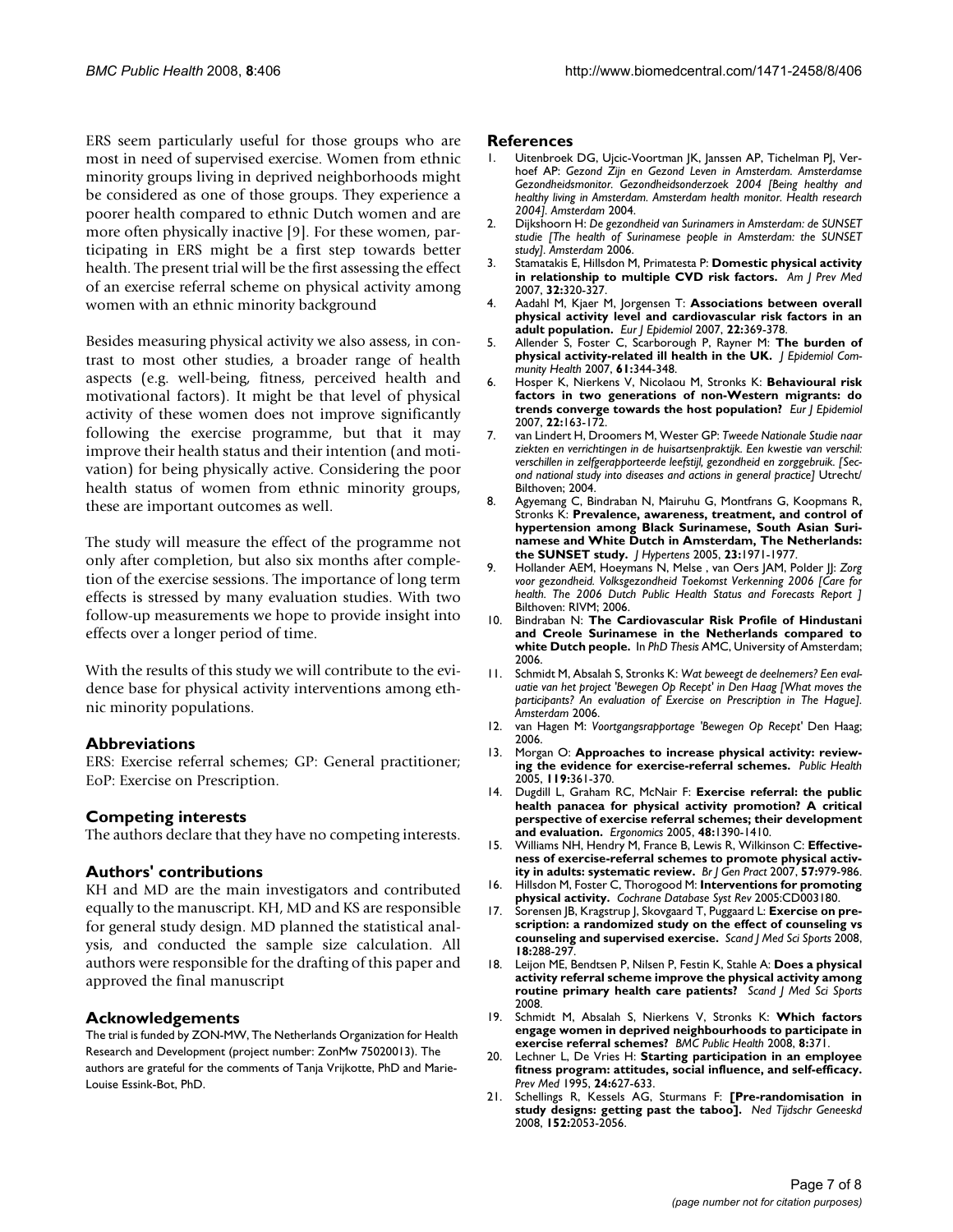ERS seem particularly useful for those groups who are most in need of supervised exercise. Women from ethnic minority groups living in deprived neighborhoods might be considered as one of those groups. They experience a poorer health compared to ethnic Dutch women and are more often physically inactive [9]. For these women, participating in ERS might be a first step towards better health. The present trial will be the first assessing the effect of an exercise referral scheme on physical activity among women with an ethnic minority background

Besides measuring physical activity we also assess, in contrast to most other studies, a broader range of health aspects (e.g. well-being, fitness, perceived health and motivational factors). It might be that level of physical activity of these women does not improve significantly following the exercise programme, but that it may improve their health status and their intention (and motivation) for being physically active. Considering the poor health status of women from ethnic minority groups, these are important outcomes as well.

The study will measure the effect of the programme not only after completion, but also six months after completion of the exercise sessions. The importance of long term effects is stressed by many evaluation studies. With two follow-up measurements we hope to provide insight into effects over a longer period of time.

With the results of this study we will contribute to the evidence base for physical activity interventions among ethnic minority populations.

## Abbreviations

ERS: Exercise referral schemes; GP: General practitioner; EoP: Exercise on Prescription.

## Competing interests

The authors declare that they have no competing interests.

## Authors' contributions

KH and MD are the main investigators and contributed equally to the manuscript. KH, MD and KS are responsible for general study design. MD planned the statistical analysis, and conducted the sample size calculation. All authors were responsible for the drafting of this paper and approved the final manuscript

## Acknowledgements

The trial is funded by ZON-MW, The Netherlands Organization for Health Research and Development (project number: ZonMw 75020013). The authors are grateful for the comments of Tanja Vrijkotte, PhD and Marie-Louise Essink-Bot, PhD.

## References

1. Uitenbroek DG, Ujcic-Voortman JK, Janssen AP, Tichelman PJ, Verhoef AP: *Gezond Zijn en Gezond Leven in Amsterdam. Amsterdamse Gezondheidsmonitor. Gezondheidsonderzoek 2004 [Being healthy and healthy living in Amsterdam. Amsterdam health monitor. Health research 2004]. Amsterdam* 2004.
2. Dijkshoorn H: *De gezondheid van Surinamers in Amsterdam: de SUNSET studie [The health of Surinamese people in Amsterdam: the SUNSET study]. Amsterdam* 2006.
3. Stamatakis E, Hillsdon M, Primatesta P: **Domestic physical activity in relationship to multiple CVD risk factors.** *Am J Prev Med* 2007, **32:**320-327.
4. Aadahl M, Kjaer M, Jorgensen T: **Associations between overall physical activity level and cardiovascular risk factors in an adult population.** *Eur J Epidemiol* 2007, **22:**369-378.
5. Allender S, Foster C, Scarborough P, Rayner M: **The burden of physical activity-related ill health in the UK.** *J Epidemiol Community Health* 2007, **61:**344-348.
6. Hosper K, Nierkens V, Nicolaou M, Stronks K: **Behavioural risk factors in two generations of non-Western migrants: do trends converge towards the host population?** *Eur J Epidemiol* 2007, **22:**163-172.
7. van Lindert H, Droomers M, Wester GP: *Tweede Nationale Studie naar ziekten en verrichtingen in de huisartsenpraktijk. Een kwestie van verschil: verschillen in zelfgerapporteerde leefstijl, gezondheid en zorggebruik. [Second national study into diseases and actions in general practice]* Utrecht/Bilthoven; 2004.
8. Agyemang C, Bindraban N, Mairuhu G, Montfrans G, Koopmans R, Stronks K: **Prevalence, awareness, treatment, and control of hypertension among Black Surinamese, South Asian Surinamese and White Dutch in Amsterdam, The Netherlands: the SUNSET study.** *J Hypertens* 2005, **23:**1971-1977.
9. Hollander AEM, Hoeymans N, Melse , van Oers JAM, Polder JJ: *Zorg voor gezondheid. Volksgezondheid Toekomst Verkenning 2006 [Care for health. The 2006 Dutch Public Health Status and Forecasts Report ]* Bilthoven: RIVM; 2006.
10. Bindraban N: **The Cardiovascular Risk Profile of Hindustani and Creole Surinamese in the Netherlands compared to white Dutch people.** In *PhD Thesis* AMC, University of Amsterdam; 2006.
11. Schmidt M, Absalah S, Stronks K: *Wat beweegt de deelnemers? Een evaluatie van het project 'Bewegen Op Recept' in Den Haag [What moves the participants? An evaluation of Exercise on Prescription in The Hague]. Amsterdam* 2006.
12. van Hagen M: *Voortgangsrapportage 'Bewegen Op Recept'* Den Haag; 2006.
13. Morgan O: **Approaches to increase physical activity: reviewing the evidence for exercise-referral schemes.** *Public Health* 2005, **119:**361-370.
14. Dugdill L, Graham RC, McNair F: **Exercise referral: the public health panacea for physical activity promotion? A critical perspective of exercise referral schemes; their development and evaluation.** *Ergonomics* 2005, **48:**1390-1410.
15. Williams NH, Hendry M, France B, Lewis R, Wilkinson C: **Effectiveness of exercise-referral schemes to promote physical activity in adults: systematic review.** *Br J Gen Pract* 2007, **57:**979-986.
16. Hillsdon M, Foster C, Thorogood M: **Interventions for promoting physical activity.** *Cochrane Database Syst Rev* 2005:CD003180.
17. Sorensen JB, Kragstrup J, Skovgaard T, Puggaard L: **Exercise on prescription: a randomized study on the effect of counseling vs counseling and supervised exercise.** *Scand J Med Sci Sports* 2008, **18:**288-297.
18. Leijon ME, Bendtsen P, Nilsen P, Festin K, Stahle A: **Does a physical activity referral scheme improve the physical activity among routine primary health care patients?** *Scand J Med Sci Sports* 2008.
19. Schmidt M, Absalah S, Nierkens V, Stronks K: **Which factors engage women in deprived neighbourhoods to participate in exercise referral schemes?** *BMC Public Health* 2008, **8:**371.
20. Lechner L, De Vries H: **Starting participation in an employee fitness program: attitudes, social influence, and self-efficacy.** *Prev Med* 1995, **24:**627-633.
21. Schellings R, Kessels AG, Sturmans F: **[Pre-randomisation in study designs: getting past the taboo].** *Ned Tijdschr Geneeskd* 2008, **152:**2053-2056.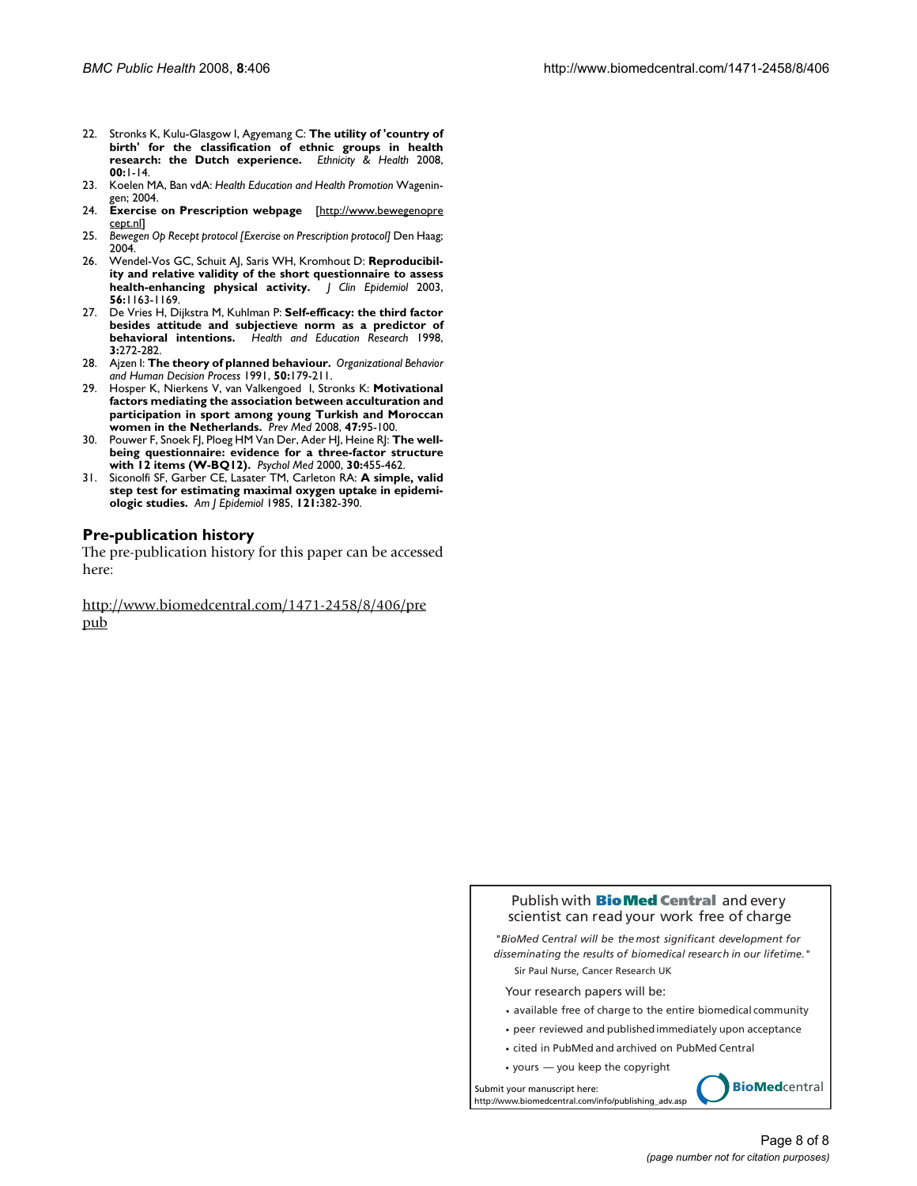22. Stronks K, Kulu-Glasgow I, Agyemang C: **The utility of 'country of birth' for the classification of ethnic groups in health research: the Dutch experience.** *Ethnicity & Health* 2008, **00:**1-14.
23. Koelen MA, Ban vdA: *Health Education and Health Promotion* Wageningen; 2004.
24. **Exercise on Prescription webpage** [http://www.bewegenopre cept.nl]
25. *Bewegen Op Recept protocol [Exercise on Prescription protocol]* Den Haag; 2004.
26. Wendel-Vos GC, Schuit AJ, Saris WH, Kromhout D: **Reproducibility and relative validity of the short questionnaire to assess health-enhancing physical activity.** *J Clin Epidemiol* 2003, **56:**1163-1169.
27. De Vries H, Dijkstra M, Kuhlman P: **Self-efficacy: the third factor besides attitude and subjectieve norm as a predictor of behavioral intentions.** *Health and Education Research* 1998, **3:**272-282.
28. Ajzen I: **The theory of planned behaviour.** *Organizational Behavior and Human Decision Process* 1991, **50:**179-211.
29. Hosper K, Nierkens V, van Valkengoed I, Stronks K: **Motivational factors mediating the association between acculturation and participation in sport among young Turkish and Moroccan women in the Netherlands.** *Prev Med* 2008, **47:**95-100.
30. Pouwer F, Snoek FJ, Ploeg HM Van Der, Ader HJ, Heine RJ: **The well-being questionnaire: evidence for a three-factor structure with 12 items (W-BQ12).** *Psychol Med* 2000, **30:**455-462.
31. Siconolfi SF, Garber CE, Lasater TM, Carleton RA: **A simple, valid step test for estimating maximal oxygen uptake in epidemiologic studies.** *Am J Epidemiol* 1985, **121:**382-390.

## Pre-publication history

The pre-publication history for this paper can be accessed here:

http://www.biomedcentral.com/1471-2458/8/406/prepub

Publish with **BioMed Central** and every scientist can read your work free of charge

*"BioMed Central will be the most significant development for disseminating the results of biomedical research in our lifetime."*

Sir Paul Nurse, Cancer Research UK

Your research papers will be:

- available free of charge to the entire biomedical community
- peer reviewed and published immediately upon acceptance
- cited in PubMed and archived on PubMed Central
- yours — you keep the copyright

Submit your manuscript here:
http://www.biomedcentral.com/info/publishing_adv.asp

**BioMed**central